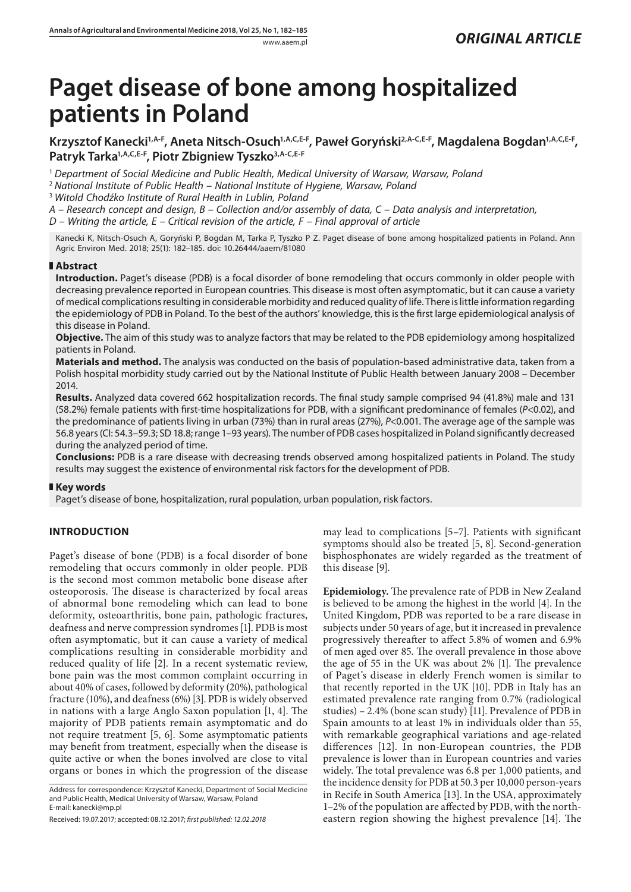*ORIGINAL ARTICLE*

# Paget disease of bone among hospitalized patients in Poland

**Krzysztof Kanecki[1,A-F], Aneta Nitsch-Osuch[1,A,C,E-F], Paweł Goryński[2,A-C,E-F], Magdalena Bogdan[1,A,C,E-F], Patryk Tarka[1,A,C,E-F], Piotr Zbigniew Tyszko[3,A-C,E-F]**

[1] *Department of Social Medicine and Public Health, Medical University of Warsaw, Warsaw, Poland*

[2] *National Institute of Public Health – National Institute of Hygiene, Warsaw, Poland*

[3] *Witold Chodźko Institute of Rural Health in Lublin, Poland*

*A – Research concept and design, B – Collection and/or assembly of data, C – Data analysis and interpretation, D – Writing the article, E – Critical revision of the article, F – Final approval of article*

Kanecki K, Nitsch-Osuch A, Goryński P, Bogdan M, Tarka P, Tyszko P Z. Paget disease of bone among hospitalized patients in Poland. Ann Agric Environ Med. 2018; 25(1): 182–185. doi: 10.26444/aaem/81080

## Abstract

**Introduction.** Paget's disease (PDB) is a focal disorder of bone remodeling that occurs commonly in older people with decreasing prevalence reported in European countries. This disease is most often asymptomatic, but it can cause a variety of medical complications resulting in considerable morbidity and reduced quality of life. There is little information regarding the epidemiology of PDB in Poland. To the best of the authors' knowledge, this is the first large epidemiological analysis of this disease in Poland.

**Objective.** The aim of this study was to analyze factors that may be related to the PDB epidemiology among hospitalized patients in Poland.

**Materials and method.** The analysis was conducted on the basis of population-based administrative data, taken from a Polish hospital morbidity study carried out by the National Institute of Public Health between January 2008 – December 2014.

**Results.** Analyzed data covered 662 hospitalization records. The final study sample comprised 94 (41.8%) male and 131 (58.2%) female patients with first-time hospitalizations for PDB, with a significant predominance of females (*P*<0.02), and the predominance of patients living in urban (73%) than in rural areas (27%), *P*<0.001. The average age of the sample was 56.8 years (CI: 54.3–59.3; SD 18.8; range 1–93 years). The number of PDB cases hospitalized in Poland significantly decreased during the analyzed period of time.

**Conclusions:** PDB is a rare disease with decreasing trends observed among hospitalized patients in Poland. The study results may suggest the existence of environmental risk factors for the development of PDB.

## Key words

Paget's disease of bone, hospitalization, rural population, urban population, risk factors.

## INTRODUCTION

Paget's disease of bone (PDB) is a focal disorder of bone remodeling that occurs commonly in older people. PDB is the second most common metabolic bone disease after osteoporosis. The disease is characterized by focal areas of abnormal bone remodeling which can lead to bone deformity, osteoarthritis, bone pain, pathologic fractures, deafness and nerve compression syndromes [1]. PDB is most often asymptomatic, but it can cause a variety of medical complications resulting in considerable morbidity and reduced quality of life [2]. In a recent systematic review, bone pain was the most common complaint occurring in about 40% of cases, followed by deformity (20%), pathological fracture (10%), and deafness (6%) [3]. PDB is widely observed in nations with a large Anglo Saxon population [1, 4]. The majority of PDB patients remain asymptomatic and do not require treatment [5, 6]. Some asymptomatic patients may benefit from treatment, especially when the disease is quite active or when the bones involved are close to vital organs or bones in which the progression of the disease may lead to complications [5–7]. Patients with significant symptoms should also be treated [5, 8]. Second-generation bisphosphonates are widely regarded as the treatment of this disease [9].

**Epidemiology.** The prevalence rate of PDB in New Zealand is believed to be among the highest in the world [4]. In the United Kingdom, PDB was reported to be a rare disease in subjects under 50 years of age, but it increased in prevalence progressively thereafter to affect 5.8% of women and 6.9% of men aged over 85. The overall prevalence in those above the age of 55 in the UK was about 2% [1]. The prevalence of Paget's disease in elderly French women is similar to that recently reported in the UK [10]. PDB in Italy has an estimated prevalence rate ranging from 0.7% (radiological studies) – 2.4% (bone scan study) [11]. Prevalence of PDB in Spain amounts to at least 1% in individuals older than 55, with remarkable geographical variations and age-related differences [12]. In non-European countries, the PDB prevalence is lower than in European countries and varies widely. The total prevalence was 6.8 per 1,000 patients, and the incidence density for PDB at 50.3 per 10,000 person-years in Recife in South America [13]. In the USA, approximately 1–2% of the population are affected by PDB, with the north-eastern region showing the highest prevalence [14]. The

Address for correspondence: Krzysztof Kanecki, Department of Social Medicine and Public Health, Medical University of Warsaw, Warsaw, Poland
E-mail: kanecki@mp.pl

Received: 19.07.2017; accepted: 08.12.2017; *first published: 12.02.2018*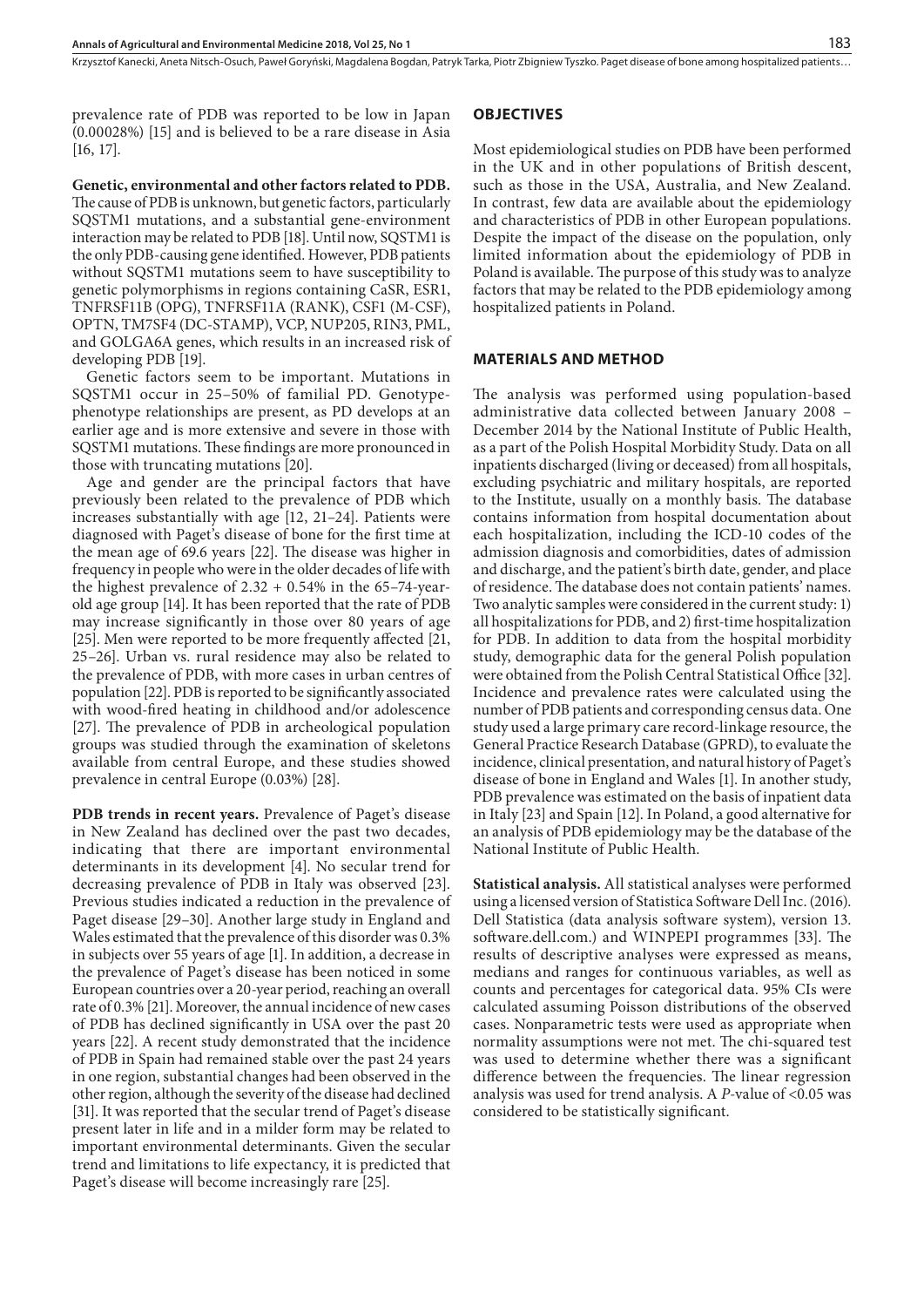prevalence rate of PDB was reported to be low in Japan (0.00028%) [15] and is believed to be a rare disease in Asia [16, 17].

**Genetic, environmental and other factors related to PDB.** The cause of PDB is unknown, but genetic factors, particularly SQSTM1 mutations, and a substantial gene-environment interaction may be related to PDB [18]. Until now, SQSTM1 is the only PDB-causing gene identified. However, PDB patients without SQSTM1 mutations seem to have susceptibility to genetic polymorphisms in regions containing CaSR, ESR1, TNFRSF11B (OPG), TNFRSF11A (RANK), CSF1 (M-CSF), OPTN, TM7SF4 (DC-STAMP), VCP, NUP205, RIN3, PML, and GOLGA6A genes, which results in an increased risk of developing PDB [19].

Genetic factors seem to be important. Mutations in SQSTM1 occur in 25–50% of familial PD. Genotype-phenotype relationships are present, as PD develops at an earlier age and is more extensive and severe in those with SQSTM1 mutations. These findings are more pronounced in those with truncating mutations [20].

Age and gender are the principal factors that have previously been related to the prevalence of PDB which increases substantially with age [12, 21–24]. Patients were diagnosed with Paget's disease of bone for the first time at the mean age of 69.6 years [22]. The disease was higher in frequency in people who were in the older decades of life with the highest prevalence of 2.32 + 0.54% in the 65–74-year-old age group [14]. It has been reported that the rate of PDB may increase significantly in those over 80 years of age [25]. Men were reported to be more frequently affected [21, 25–26]. Urban vs. rural residence may also be related to the prevalence of PDB, with more cases in urban centres of population [22]. PDB is reported to be significantly associated with wood-fired heating in childhood and/or adolescence [27]. The prevalence of PDB in archeological population groups was studied through the examination of skeletons available from central Europe, and these studies showed prevalence in central Europe (0.03%) [28].

**PDB trends in recent years.** Prevalence of Paget's disease in New Zealand has declined over the past two decades, indicating that there are important environmental determinants in its development [4]. No secular trend for decreasing prevalence of PDB in Italy was observed [23]. Previous studies indicated a reduction in the prevalence of Paget disease [29–30]. Another large study in England and Wales estimated that the prevalence of this disorder was 0.3% in subjects over 55 years of age [1]. In addition, a decrease in the prevalence of Paget's disease has been noticed in some European countries over a 20-year period, reaching an overall rate of 0.3% [21]. Moreover, the annual incidence of new cases of PDB has declined significantly in USA over the past 20 years [22]. A recent study demonstrated that the incidence of PDB in Spain had remained stable over the past 24 years in one region, substantial changes had been observed in the other region, although the severity of the disease had declined [31]. It was reported that the secular trend of Paget's disease present later in life and in a milder form may be related to important environmental determinants. Given the secular trend and limitations to life expectancy, it is predicted that Paget's disease will become increasingly rare [25].

## OBJECTIVES

Most epidemiological studies on PDB have been performed in the UK and in other populations of British descent, such as those in the USA, Australia, and New Zealand. In contrast, few data are available about the epidemiology and characteristics of PDB in other European populations. Despite the impact of the disease on the population, only limited information about the epidemiology of PDB in Poland is available. The purpose of this study was to analyze factors that may be related to the PDB epidemiology among hospitalized patients in Poland.

## MATERIALS AND METHOD

The analysis was performed using population-based administrative data collected between January 2008 – December 2014 by the National Institute of Public Health, as a part of the Polish Hospital Morbidity Study. Data on all inpatients discharged (living or deceased) from all hospitals, excluding psychiatric and military hospitals, are reported to the Institute, usually on a monthly basis. The database contains information from hospital documentation about each hospitalization, including the ICD-10 codes of the admission diagnosis and comorbidities, dates of admission and discharge, and the patient's birth date, gender, and place of residence. The database does not contain patients' names. Two analytic samples were considered in the current study: 1) all hospitalizations for PDB, and 2) first-time hospitalization for PDB. In addition to data from the hospital morbidity study, demographic data for the general Polish population were obtained from the Polish Central Statistical Office [32]. Incidence and prevalence rates were calculated using the number of PDB patients and corresponding census data. One study used a large primary care record-linkage resource, the General Practice Research Database (GPRD), to evaluate the incidence, clinical presentation, and natural history of Paget's disease of bone in England and Wales [1]. In another study, PDB prevalence was estimated on the basis of inpatient data in Italy [23] and Spain [12]. In Poland, a good alternative for an analysis of PDB epidemiology may be the database of the National Institute of Public Health.

**Statistical analysis.** All statistical analyses were performed using a licensed version of Statistica Software Dell Inc. (2016). Dell Statistica (data analysis software system), version 13. software.dell.com.) and WINPEPI programmes [33]. The results of descriptive analyses were expressed as means, medians and ranges for continuous variables, as well as counts and percentages for categorical data. 95% CIs were calculated assuming Poisson distributions of the observed cases. Nonparametric tests were used as appropriate when normality assumptions were not met. The chi-squared test was used to determine whether there was a significant difference between the frequencies. The linear regression analysis was used for trend analysis. A $P$-value of <0.05 was considered to be statistically significant.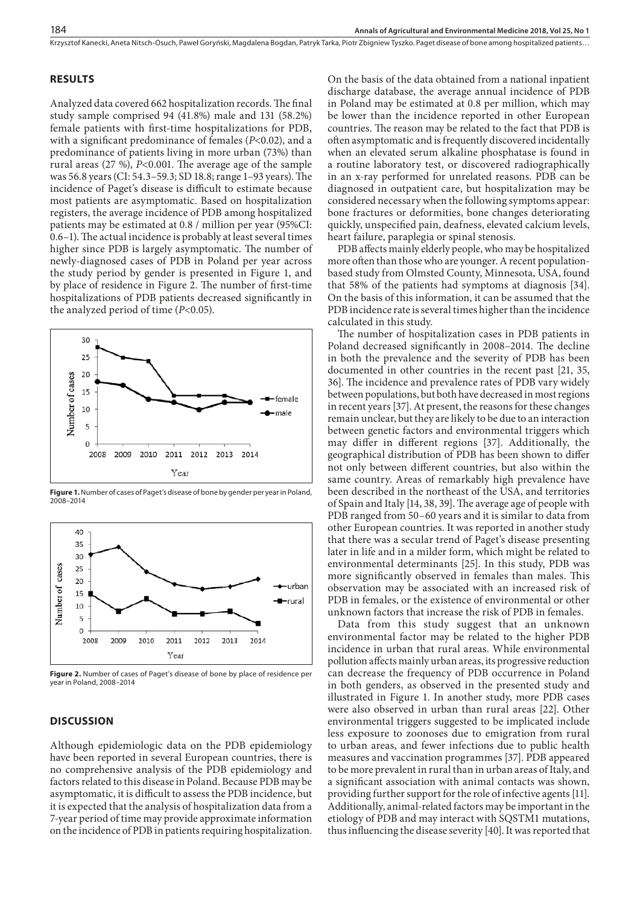## RESULTS

Analyzed data covered 662 hospitalization records. The final study sample comprised 94 (41.8%) male and 131 (58.2%) female patients with first-time hospitalizations for PDB, with a significant predominance of females ($P<0.02$), and a predominance of patients living in more urban (73%) than rural areas (27 %), $P<0.001$. The average age of the sample was 56.8 years (CI: 54.3–59.3; SD 18.8; range 1–93 years). The incidence of Paget's disease is difficult to estimate because most patients are asymptomatic. Based on hospitalization registers, the average incidence of PDB among hospitalized patients may be estimated at 0.8 / million per year (95%CI: 0.6–1). The actual incidence is probably at least several times higher since PDB is largely asymptomatic. The number of newly-diagnosed cases of PDB in Poland per year across the study period by gender is presented in Figure 1, and by place of residence in Figure 2. The number of first-time hospitalizations of PDB patients decreased significantly in the analyzed period of time ($P<0.05$).

**Figure 1.** Number of cases of Paget's disease of bone by gender per year in Poland, 2008–2014

**Figure 2.** Number of cases of Paget's disease of bone by place of residence per year in Poland, 2008–2014

## DISCUSSION

Although epidemiologic data on the PDB epidemiology have been reported in several European countries, there is no comprehensive analysis of the PDB epidemiology and factors related to this disease in Poland. Because PDB may be asymptomatic, it is difficult to assess the PDB incidence, but it is expected that the analysis of hospitalization data from a 7-year period of time may provide approximate information on the incidence of PDB in patients requiring hospitalization. On the basis of the data obtained from a national inpatient discharge database, the average annual incidence of PDB in Poland may be estimated at 0.8 per million, which may be lower than the incidence reported in other European countries. The reason may be related to the fact that PDB is often asymptomatic and is frequently discovered incidentally when an elevated serum alkaline phosphatase is found in a routine laboratory test, or discovered radiographically in an x-ray performed for unrelated reasons. PDB can be diagnosed in outpatient care, but hospitalization may be considered necessary when the following symptoms appear: bone fractures or deformities, bone changes deteriorating quickly, unspecified pain, deafness, elevated calcium levels, heart failure, paraplegia or spinal stenosis.

PDB affects mainly elderly people, who may be hospitalized more often than those who are younger. A recent population-based study from Olmsted County, Minnesota, USA, found that 58% of the patients had symptoms at diagnosis [34]. On the basis of this information, it can be assumed that the PDB incidence rate is several times higher than the incidence calculated in this study.

The number of hospitalization cases in PDB patients in Poland decreased significantly in 2008–2014. The decline in both the prevalence and the severity of PDB has been documented in other countries in the recent past [21, 35, 36]. The incidence and prevalence rates of PDB vary widely between populations, but both have decreased in most regions in recent years [37]. At present, the reasons for these changes remain unclear, but they are likely to be due to an interaction between genetic factors and environmental triggers which may differ in different regions [37]. Additionally, the geographical distribution of PDB has been shown to differ not only between different countries, but also within the same country. Areas of remarkably high prevalence have been described in the northeast of the USA, and territories of Spain and Italy [14, 38, 39]. The average age of people with PDB ranged from 50–60 years and it is similar to data from other European countries. It was reported in another study that there was a secular trend of Paget's disease presenting later in life and in a milder form, which might be related to environmental determinants [25]. In this study, PDB was more significantly observed in females than males. This observation may be associated with an increased risk of PDB in females, or the existence of environmental or other unknown factors that increase the risk of PDB in females.

Data from this study suggest that an unknown environmental factor may be related to the higher PDB incidence in urban that rural areas. While environmental pollution affects mainly urban areas, its progressive reduction can decrease the frequency of PDB occurrence in Poland in both genders, as observed in the presented study and illustrated in Figure 1. In another study, more PDB cases were also observed in urban than rural areas [22]. Other environmental triggers suggested to be implicated include less exposure to zoonoses due to emigration from rural to urban areas, and fewer infections due to public health measures and vaccination programmes [37]. PDB appeared to be more prevalent in rural than in urban areas of Italy, and a significant association with animal contacts was shown, providing further support for the role of infective agents [11]. Additionally, animal-related factors may be important in the etiology of PDB and may interact with SQSTM1 mutations, thus influencing the disease severity [40]. It was reported that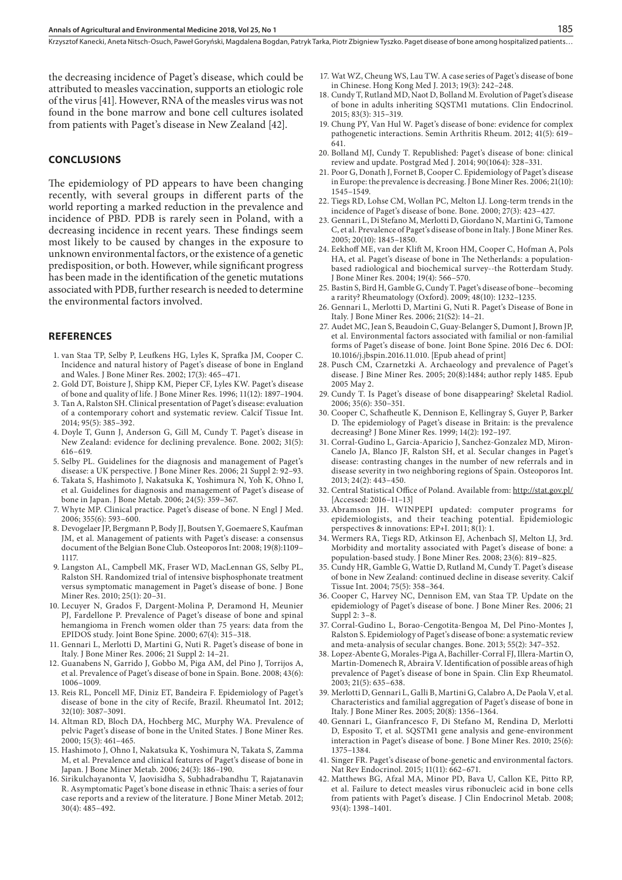the decreasing incidence of Paget's disease, which could be attributed to measles vaccination, supports an etiologic role of the virus [41]. However, RNA of the measles virus was not found in the bone marrow and bone cell cultures isolated from patients with Paget's disease in New Zealand [42].

## CONCLUSIONS

The epidemiology of PD appears to have been changing recently, with several groups in different parts of the world reporting a marked reduction in the prevalence and incidence of PBD. PDB is rarely seen in Poland, with a decreasing incidence in recent years. These findings seem most likely to be caused by changes in the exposure to unknown environmental factors, or the existence of a genetic predisposition, or both. However, while significant progress has been made in the identification of the genetic mutations associated with PDB, further research is needed to determine the environmental factors involved.

## REFERENCES

1. van Staa TP, Selby P, Leufkens HG, Lyles K, Sprafka JM, Cooper C. Incidence and natural history of Paget's disease of bone in England and Wales. J Bone Miner Res. 2002; 17(3): 465–471.
2. Gold DT, Boisture J, Shipp KM, Pieper CF, Lyles KW. Paget's disease of bone and quality of life. J Bone Miner Res. 1996; 11(12): 1897–1904.
3. Tan A, Ralston SH. Clinical presentation of Paget's disease: evaluation of a contemporary cohort and systematic review. Calcif Tissue Int. 2014; 95(5): 385–392.
4. Doyle T, Gunn J, Anderson G, Gill M, Cundy T. Paget's disease in New Zealand: evidence for declining prevalence. Bone. 2002; 31(5): 616–619.
5. Selby PL. Guidelines for the diagnosis and management of Paget's disease: a UK perspective. J Bone Miner Res. 2006; 21 Suppl 2: 92–93.
6. Takata S, Hashimoto J, Nakatsuka K, Yoshimura N, Yoh K, Ohno I, et al. Guidelines for diagnosis and management of Paget's disease of bone in Japan. J Bone Metab. 2006; 24(5): 359–367.
7. Whyte MP. Clinical practice. Paget's disease of bone. N Engl J Med. 2006; 355(6): 593–600.
8. Devogelaer JP, Bergmann P, Body JJ, Boutsen Y, Goemaere S, Kaufman JM, et al. Management of patients with Paget's disease: a consensus document of the Belgian Bone Club. Osteoporos Int: 2008; 19(8):1109–1117.
9. Langston AL, Campbell MK, Fraser WD, MacLennan GS, Selby PL, Ralston SH. Randomized trial of intensive bisphosphonate treatment versus symptomatic management in Paget's disease of bone. J Bone Miner Res. 2010; 25(1): 20–31.
10. Lecuyer N, Grados F, Dargent-Molina P, Deramond H, Meunier PJ, Fardellone P. Prevalence of Paget's disease of bone and spinal hemangioma in French women older than 75 years: data from the EPIDOS study. Joint Bone Spine. 2000; 67(4): 315–318.
11. Gennari L, Merlotti D, Martini G, Nuti R. Paget's disease of bone in Italy. J Bone Miner Res. 2006; 21 Suppl 2: 14–21.
12. Guanabens N, Garrido J, Gobbo M, Piga AM, del Pino J, Torrijos A, et al. Prevalence of Paget's disease of bone in Spain. Bone. 2008; 43(6): 1006–1009.
13. Reis RL, Poncell MF, Diniz ET, Bandeira F. Epidemiology of Paget's disease of bone in the city of Recife, Brazil. Rheumatol Int. 2012; 32(10): 3087–3091.
14. Altman RD, Bloch DA, Hochberg MC, Murphy WA. Prevalence of pelvic Paget's disease of bone in the United States. J Bone Miner Res. 2000; 15(3): 461–465.
15. Hashimoto J, Ohno I, Nakatsuka K, Yoshimura N, Takata S, Zamma M, et al. Prevalence and clinical features of Paget's disease of bone in Japan. J Bone Miner Metab. 2006; 24(3): 186–190.
16. Sirikulchayanonta V, Jaovisidha S, Subhadrabandhu T, Rajatanavin R. Asymptomatic Paget's bone disease in ethnic Thais: a series of four case reports and a review of the literature. J Bone Miner Metab. 2012; 30(4): 485–492.
17. Wat WZ, Cheung WS, Lau TW. A case series of Paget's disease of bone in Chinese. Hong Kong Med J. 2013; 19(3): 242–248.
18. Cundy T, Rutland MD, Naot D, Bolland M. Evolution of Paget's disease of bone in adults inheriting SQSTM1 mutations. Clin Endocrinol. 2015; 83(3): 315–319.
19. Chung PY, Van Hul W. Paget's disease of bone: evidence for complex pathogenetic interactions. Semin Arthritis Rheum. 2012; 41(5): 619–641.
20. Bolland MJ, Cundy T. Republished: Paget's disease of bone: clinical review and update. Postgrad Med J. 2014; 90(1064): 328–331.
21. Poor G, Donath J, Fornet B, Cooper C. Epidemiology of Paget's disease in Europe: the prevalence is decreasing. J Bone Miner Res. 2006; 21(10): 1545–1549.
22. Tiegs RD, Lohse CM, Wollan PC, Melton LJ. Long-term trends in the incidence of Paget's disease of bone. Bone. 2000; 27(3): 423–427.
23. Gennari L, Di Stefano M, Merlotti D, Giordano N, Martini G, Tamone C, et al. Prevalence of Paget's disease of bone in Italy. J Bone Miner Res. 2005; 20(10): 1845–1850.
24. Eekhoff ME, van der Klift M, Kroon HM, Cooper C, Hofman A, Pols HA, et al. Paget's disease of bone in The Netherlands: a population-based radiological and biochemical survey--the Rotterdam Study. J Bone Miner Res. 2004; 19(4): 566–570.
25. Bastin S, Bird H, Gamble G, Cundy T. Paget's disease of bone--becoming a rarity? Rheumatology (Oxford). 2009; 48(10): 1232–1235.
26. Gennari L, Merlotti D, Martini G, Nuti R. Paget's Disease of Bone in Italy. J Bone Miner Res. 2006; 21(S2): 14–21.
27. Audet MC, Jean S, Beaudoin C, Guay-Belanger S, Dumont J, Brown JP, et al. Environmental factors associated with familial or non-familial forms of Paget's disease of bone. Joint Bone Spine. 2016 Dec 6. DOI: 10.1016/j.jbspin.2016.11.010. [Epub ahead of print]
28. Pusch CM, Czarnetzki A. Archaeology and prevalence of Paget's disease. J Bine Miner Res. 2005; 20(8):1484; author reply 1485. Epub 2005 May 2.
29. Cundy T. Is Paget's disease of bone disappearing? Skeletal Radiol. 2006; 35(6): 350–351.
30. Cooper C, Schafheutle K, Dennison E, Kellingray S, Guyer P, Barker D. The epidemiology of Paget's disease in Britain: is the prevalence decreasing? J Bone Miner Res. 1999; 14(2): 192–197.
31. Corral-Gudino L, Garcia-Aparicio J, Sanchez-Gonzalez MD, Miron-Canelo JA, Blanco JF, Ralston SH, et al. Secular changes in Paget's disease: contrasting changes in the number of new referrals and in disease severity in two neighboring regions of Spain. Osteoporos Int. 2013; 24(2): 443–450.
32. Central Statistical Office of Poland. Available from: http://stat.gov.pl/ [Accessed: 2016–11–13]
33. Abramson JH. WINPEPI updated: computer programs for epidemiologists, and their teaching potential. Epidemiologic perspectives & innovations: EP+I. 2011; 8(1): 1.
34. Wermers RA, Tiegs RD, Atkinson EJ, Achenbach SJ, Melton LJ, 3rd. Morbidity and mortality associated with Paget's disease of bone: a population-based study. J Bone Miner Res. 2008; 23(6): 819–825.
35. Cundy HR, Gamble G, Wattie D, Rutland M, Cundy T. Paget's disease of bone in New Zealand: continued decline in disease severity. Calcif Tissue Int. 2004; 75(5): 358–364.
36. Cooper C, Harvey NC, Dennison EM, van Staa TP. Update on the epidemiology of Paget's disease of bone. J Bone Miner Res. 2006; 21 Suppl 2: 3–8.
37. Corral-Gudino L, Borao-Cengotita-Bengoa M, Del Pino-Montes J, Ralston S. Epidemiology of Paget's disease of bone: a systematic review and meta-analysis of secular changes. Bone. 2013; 55(2): 347–352.
38. Lopez-Abente G, Morales-Piga A, Bachiller-Corral FJ, Illera-Martin O, Martin-Domenech R, Abraira V. Identification of possible areas of high prevalence of Paget's disease of bone in Spain. Clin Exp Rheumatol. 2003; 21(5): 635–638.
39. Merlotti D, Gennari L, Galli B, Martini G, Calabro A, De Paola V, et al. Characteristics and familial aggregation of Paget's disease of bone in Italy. J Bone Miner Res. 2005; 20(8): 1356–1364.
40. Gennari L, Gianfrancesco F, Di Stefano M, Rendina D, Merlotti D, Esposito T, et al. SQSTM1 gene analysis and gene-environment interaction in Paget's disease of bone. J Bone Miner Res. 2010; 25(6): 1375–1384.
41. Singer FR. Paget's disease of bone-genetic and environmental factors. Nat Rev Endocrinol. 2015; 11(11): 662–671.
42. Matthews BG, Afzal MA, Minor PD, Bava U, Callon KE, Pitto RP, et al. Failure to detect measles virus ribonucleic acid in bone cells from patients with Paget's disease. J Clin Endocrinol Metab. 2008; 93(4): 1398–1401.